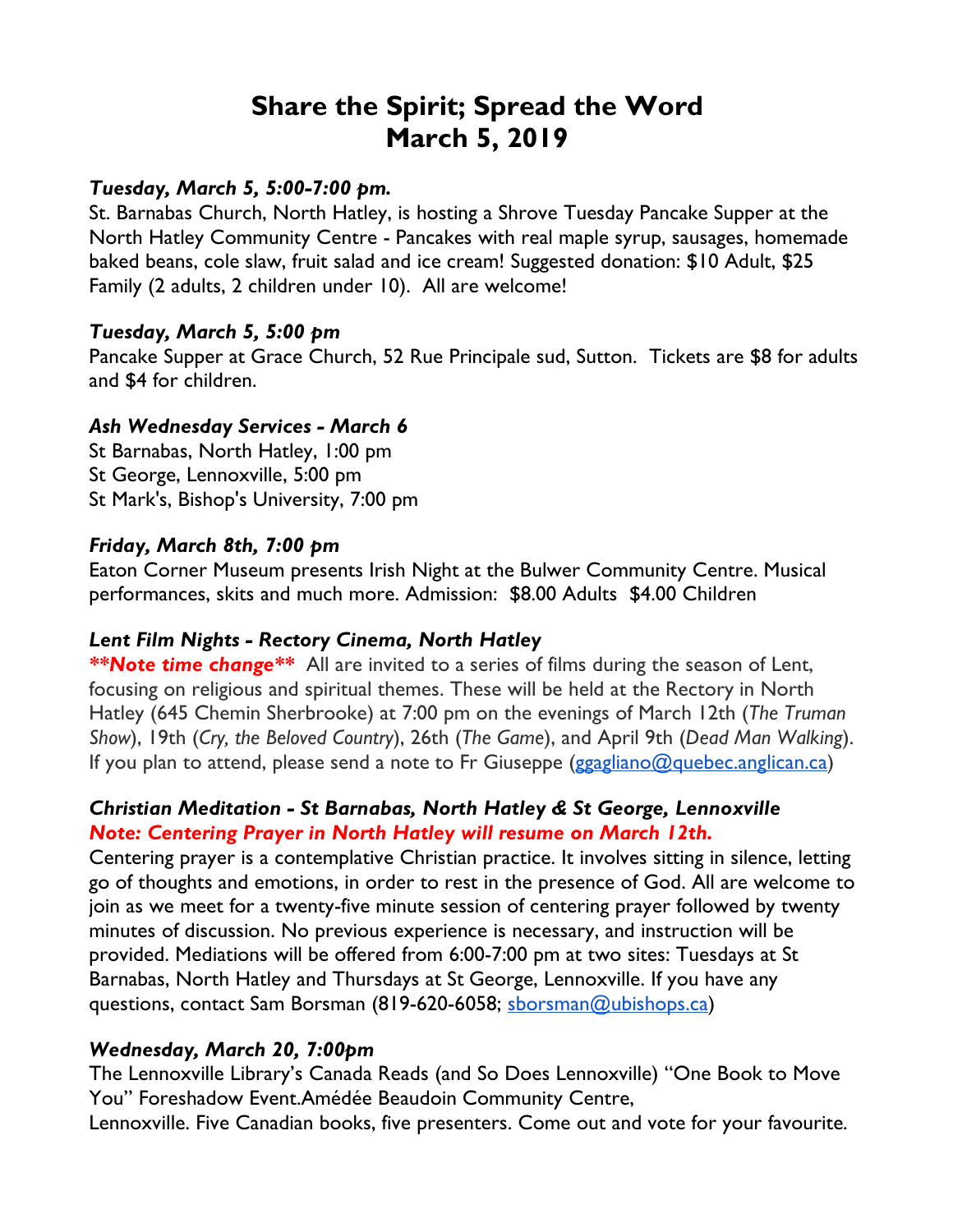// Page 1 of 2 — document 9d280fd6bdd8
# Share the Spirit; Spread the Word
# March 5, 2019

### *Tuesday, March 5, 5:00-7:00 pm.*

St. Barnabas Church, North Hatley, is hosting a Shrove Tuesday Pancake Supper at the North Hatley Community Centre - Pancakes with real maple syrup, sausages, homemade baked beans, cole slaw, fruit salad and ice cream! Suggested donation: $10 Adult, $25 Family (2 adults, 2 children under 10). All are welcome!

### *Tuesday, March 5, 5:00 pm*

Pancake Supper at Grace Church, 52 Rue Principale sud, Sutton. Tickets are $8 for adults and $4 for children.

### *Ash Wednesday Services - March 6*

St Barnabas, North Hatley, 1:00 pm
St George, Lennoxville, 5:00 pm
St Mark's, Bishop's University, 7:00 pm

### *Friday, March 8th, 7:00 pm*

Eaton Corner Museum presents Irish Night at the Bulwer Community Centre. Musical performances, skits and much more. Admission: $8.00 Adults $4.00 Children

### *Lent Film Nights - Rectory Cinema, North Hatley*

***\*\*Note time change\*\**** All are invited to a series of films during the season of Lent, focusing on religious and spiritual themes. These will be held at the Rectory in North Hatley (645 Chemin Sherbrooke) at 7:00 pm on the evenings of March 12th (*The Truman Show*), 19th (*Cry, the Beloved Country*), 26th (*The Game*), and April 9th (*Dead Man Walking*). If you plan to attend, please send a note to Fr Giuseppe (ggagliano@quebec.anglican.ca)

### *Christian Meditation - St Barnabas, North Hatley & St George, Lennoxville*

***Note: Centering Prayer in North Hatley will resume on March 12th.***

Centering prayer is a contemplative Christian practice. It involves sitting in silence, letting go of thoughts and emotions, in order to rest in the presence of God. All are welcome to join as we meet for a twenty-five minute session of centering prayer followed by twenty minutes of discussion. No previous experience is necessary, and instruction will be provided. Mediations will be offered from 6:00-7:00 pm at two sites: Tuesdays at St Barnabas, North Hatley and Thursdays at St George, Lennoxville. If you have any questions, contact Sam Borsman (819-620-6058; sborsman@ubishops.ca)

### *Wednesday, March 20, 7:00pm*

The Lennoxville Library's Canada Reads (and So Does Lennoxville) "One Book to Move You" Foreshadow Event.Amédée Beaudoin Community Centre,
Lennoxville. Five Canadian books, five presenters. Come out and vote for your favourite.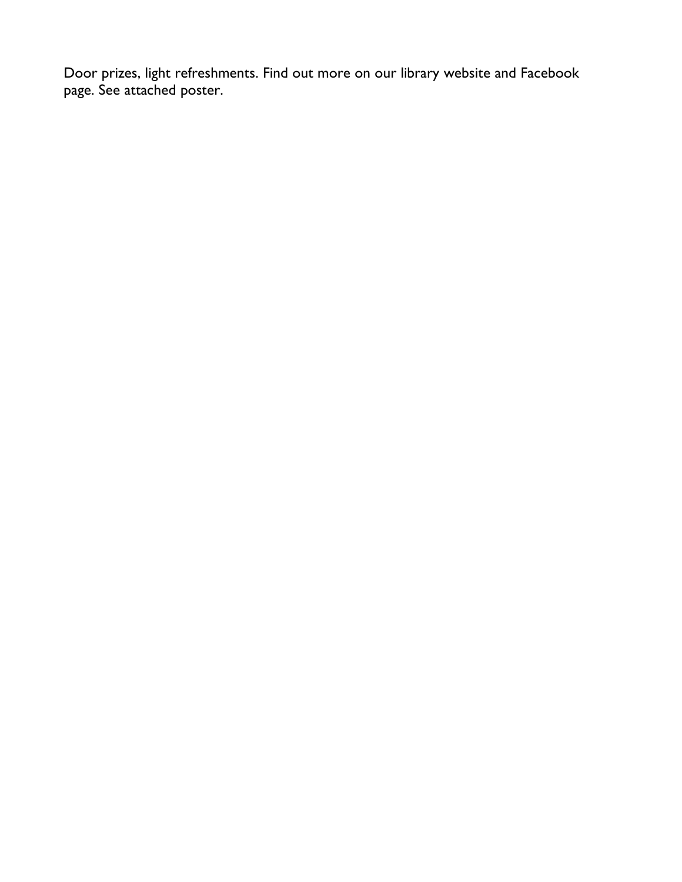Door prizes, light refreshments. Find out more on our library website and Facebook page. See attached poster.